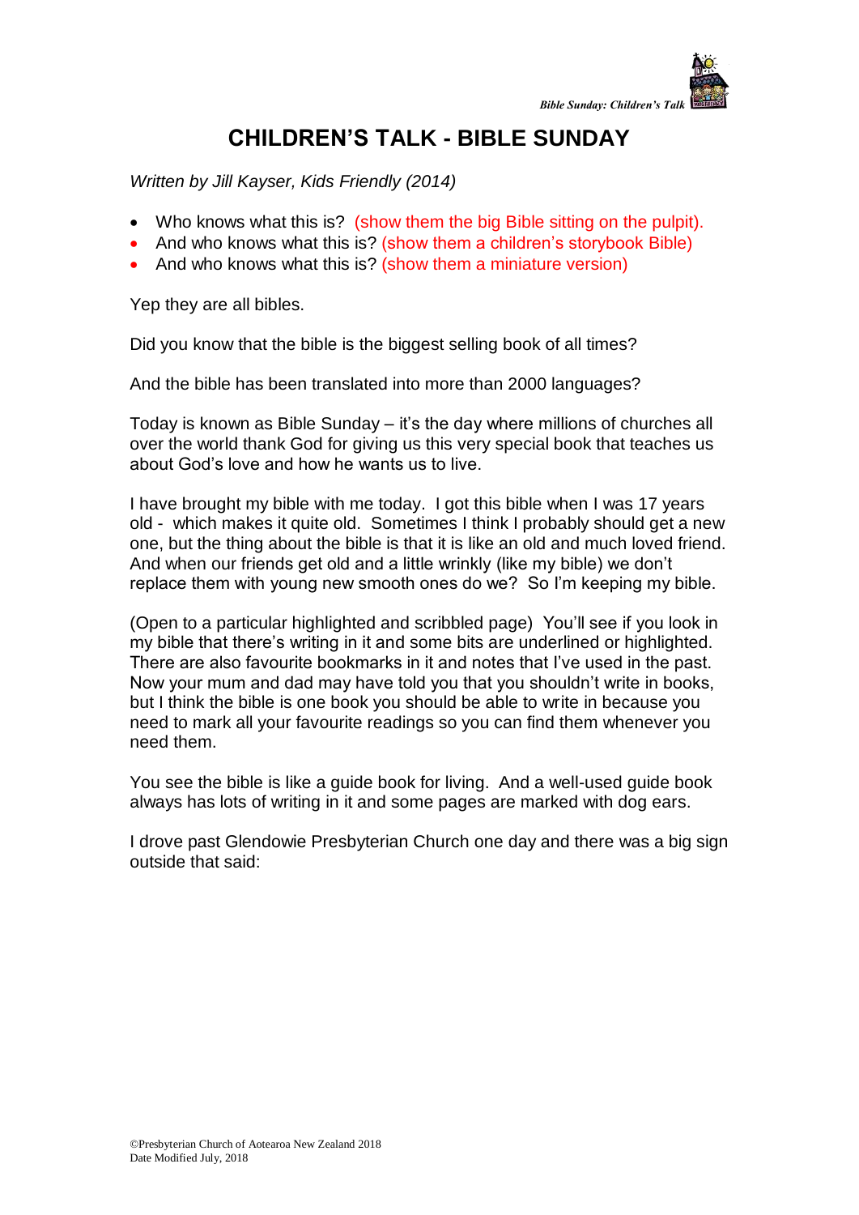# CHILDREN'S TALK - BIBLE SUNDAY

*Written by Jill Kayser, Kids Friendly (2014)*

- Who knows what this is? (show them the big Bible sitting on the pulpit).
- And who knows what this is? (show them a children's storybook Bible)
- And who knows what this is? (show them a miniature version)

Yep they are all bibles.

Did you know that the bible is the biggest selling book of all times?

And the bible has been translated into more than 2000 languages?

Today is known as Bible Sunday – it's the day where millions of churches all over the world thank God for giving us this very special book that teaches us about God's love and how he wants us to live.

I have brought my bible with me today. I got this bible when I was 17 years old - which makes it quite old. Sometimes I think I probably should get a new one, but the thing about the bible is that it is like an old and much loved friend. And when our friends get old and a little wrinkly (like my bible) we don't replace them with young new smooth ones do we? So I'm keeping my bible.

(Open to a particular highlighted and scribbled page) You'll see if you look in my bible that there's writing in it and some bits are underlined or highlighted. There are also favourite bookmarks in it and notes that I've used in the past. Now your mum and dad may have told you that you shouldn't write in books, but I think the bible is one book you should be able to write in because you need to mark all your favourite readings so you can find them whenever you need them.

You see the bible is like a guide book for living. And a well-used guide book always has lots of writing in it and some pages are marked with dog ears.

I drove past Glendowie Presbyterian Church one day and there was a big sign outside that said: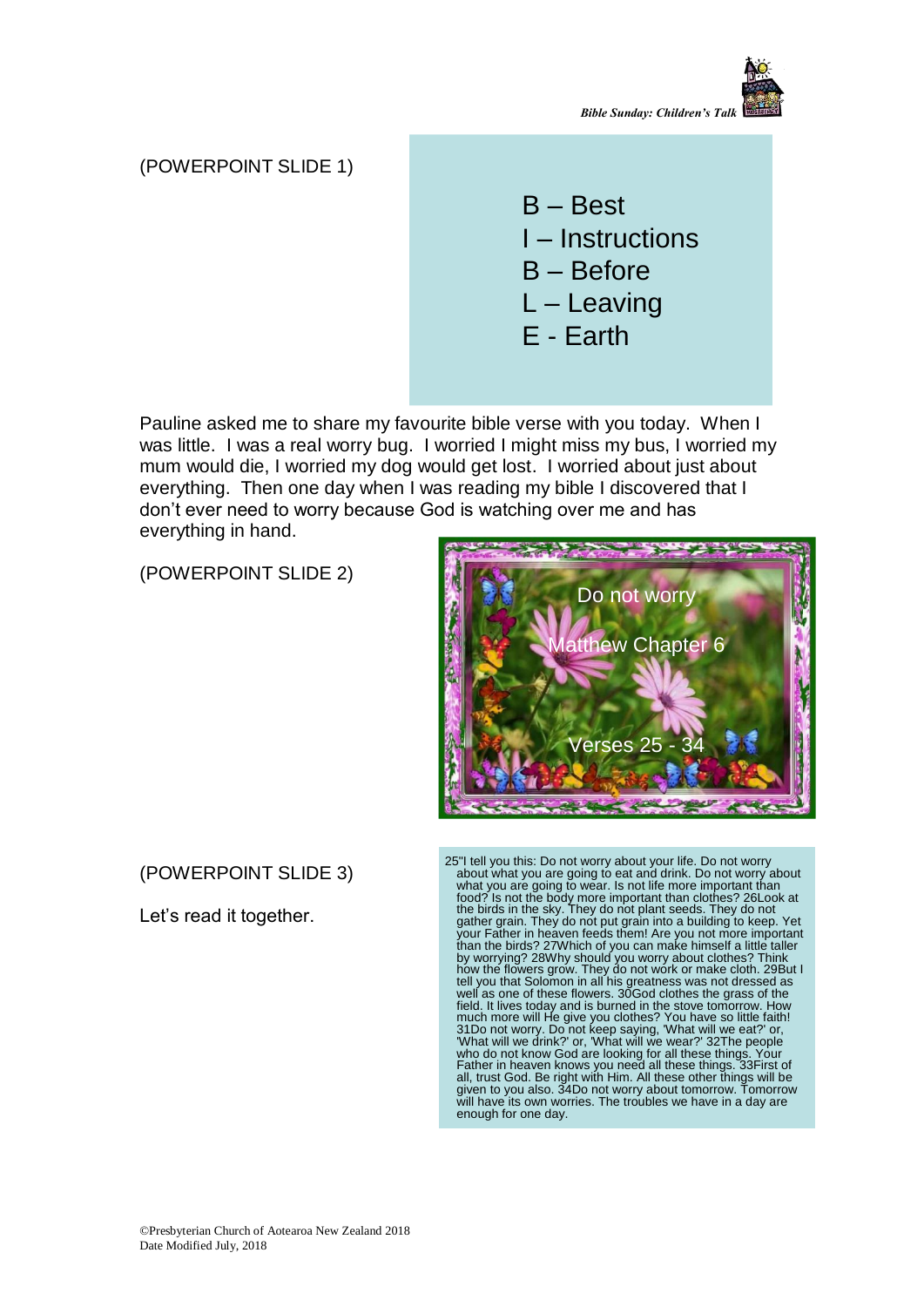(POWERPOINT SLIDE 1)

B – Best
I – Instructions
B – Before
L – Leaving
E - Earth

Pauline asked me to share my favourite bible verse with you today. When I was little. I was a real worry bug. I worried I might miss my bus, I worried my mum would die, I worried my dog would get lost. I worried about just about everything. Then one day when I was reading my bible I discovered that I don't ever need to worry because God is watching over me and has everything in hand.

(POWERPOINT SLIDE 2)

Do not worry

Matthew Chapter 6

Verses 25 - 34

(POWERPOINT SLIDE 3)

Let's read it together.

25"I tell you this: Do not worry about your life. Do not worry about what you are going to eat and drink. Do not worry about what you are going to wear. Is not life more important than food? Is not the body more important than clothes? 26Look at the birds in the sky. They do not plant seeds. They do not gather grain. They do not put grain into a building to keep. Yet your Father in heaven feeds them! Are you not more important than the birds? 27Which of you can make himself a little taller by worrying? 28Why should you worry about clothes? Think how the flowers grow. They do not work or make cloth. 29But I tell you that Solomon in all his greatness was not dressed as well as one of these flowers. 30God clothes the grass of the field. It lives today and is burned in the stove tomorrow. How much more will He give you clothes? You have so little faith! 31Do not worry. Do not keep saying, 'What will we eat?' or, 'What will we drink?' or, 'What will we wear?' 32The people who do not know God are looking for all these things. Your Father in heaven knows you need all these things. 33First of all, trust God. Be right with Him. All these other things will be given to you also. 34Do not worry about tomorrow. Tomorrow will have its own worries. The troubles we have in a day are enough for one day.

©Presbyterian Church of Aotearoa New Zealand 2018
Date Modified July, 2018